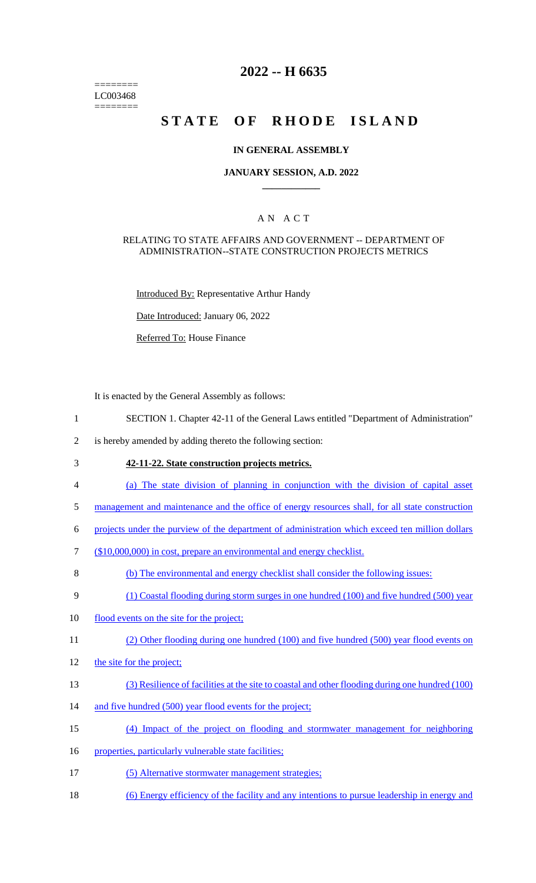========
LC003468
========

# 2022 -- H 6635

# STATE OF RHODE ISLAND

### IN GENERAL ASSEMBLY

### JANUARY SESSION, A.D. 2022

## A N A C T

RELATING TO STATE AFFAIRS AND GOVERNMENT -- DEPARTMENT OF ADMINISTRATION--STATE CONSTRUCTION PROJECTS METRICS

Introduced By: Representative Arthur Handy

Date Introduced: January 06, 2022

Referred To: House Finance

It is enacted by the General Assembly as follows:

1 SECTION 1. Chapter 42-11 of the General Laws entitled "Department of Administration"
2 is hereby amended by adding thereto the following section:

3 **42-11-22. State construction projects metrics.**

4 (a) The state division of planning in conjunction with the division of capital asset
5 management and maintenance and the office of energy resources shall, for all state construction
6 projects under the purview of the department of administration which exceed ten million dollars
7 ($10,000,000) in cost, prepare an environmental and energy checklist.

8 (b) The environmental and energy checklist shall consider the following issues:

9 (1) Coastal flooding during storm surges in one hundred (100) and five hundred (500) year
10 flood events on the site for the project;

11 (2) Other flooding during one hundred (100) and five hundred (500) year flood events on
12 the site for the project;

13 (3) Resilience of facilities at the site to coastal and other flooding during one hundred (100)
14 and five hundred (500) year flood events for the project;

15 (4) Impact of the project on flooding and stormwater management for neighboring
16 properties, particularly vulnerable state facilities;

17 (5) Alternative stormwater management strategies;

18 (6) Energy efficiency of the facility and any intentions to pursue leadership in energy and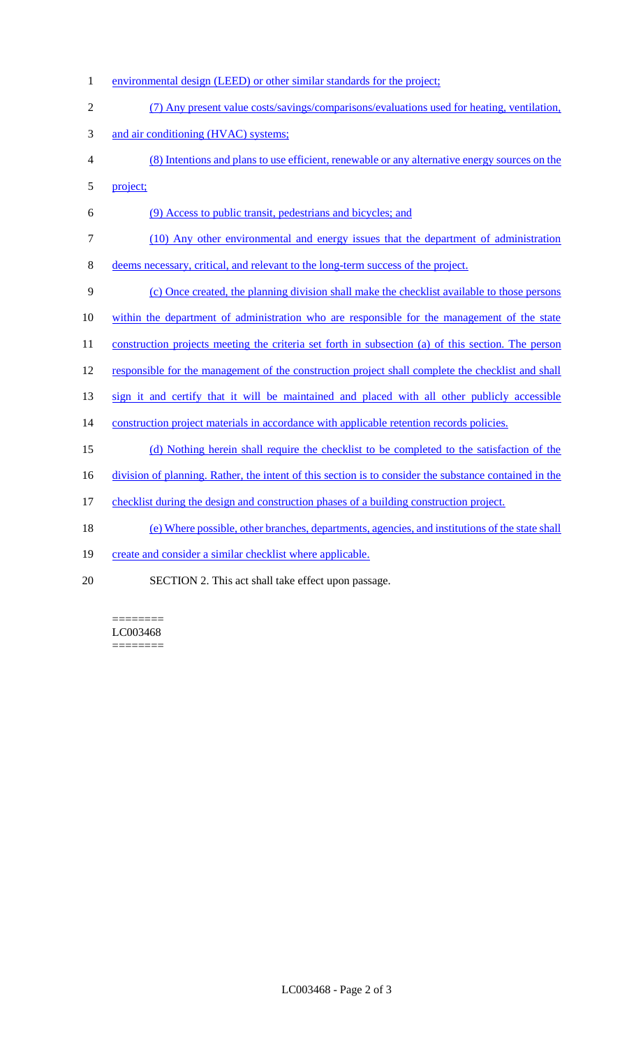environmental design (LEED) or other similar standards for the project;

(7) Any present value costs/savings/comparisons/evaluations used for heating, ventilation, and air conditioning (HVAC) systems;

(8) Intentions and plans to use efficient, renewable or any alternative energy sources on the project;

(9) Access to public transit, pedestrians and bicycles; and

(10) Any other environmental and energy issues that the department of administration deems necessary, critical, and relevant to the long-term success of the project.

(c) Once created, the planning division shall make the checklist available to those persons within the department of administration who are responsible for the management of the state construction projects meeting the criteria set forth in subsection (a) of this section. The person responsible for the management of the construction project shall complete the checklist and shall sign it and certify that it will be maintained and placed with all other publicly accessible construction project materials in accordance with applicable retention records policies.

(d) Nothing herein shall require the checklist to be completed to the satisfaction of the division of planning. Rather, the intent of this section is to consider the substance contained in the checklist during the design and construction phases of a building construction project.

(e) Where possible, other branches, departments, agencies, and institutions of the state shall create and consider a similar checklist where applicable.

SECTION 2. This act shall take effect upon passage.

========
LC003468
========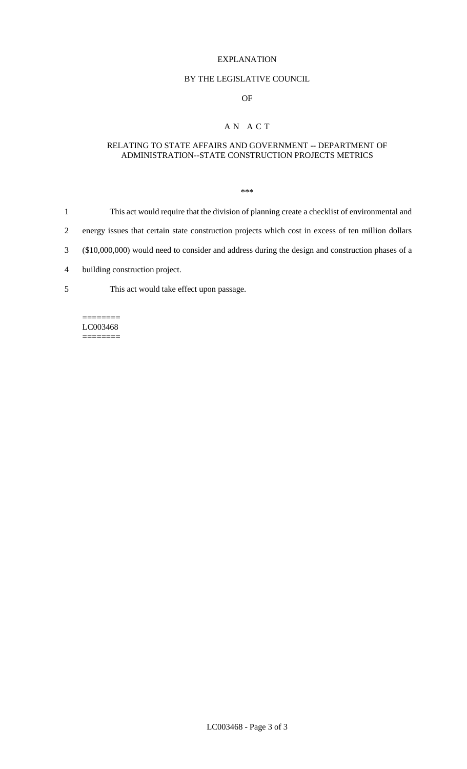EXPLANATION

BY THE LEGISLATIVE COUNCIL

OF

# A N A C T

RELATING TO STATE AFFAIRS AND GOVERNMENT -- DEPARTMENT OF ADMINISTRATION--STATE CONSTRUCTION PROJECTS METRICS

\*\*\*

1 This act would require that the division of planning create a checklist of environmental and
2 energy issues that certain state construction projects which cost in excess of ten million dollars
3 ($10,000,000) would need to consider and address during the design and construction phases of a
4 building construction project.
5 This act would take effect upon passage.

========
LC003468
========